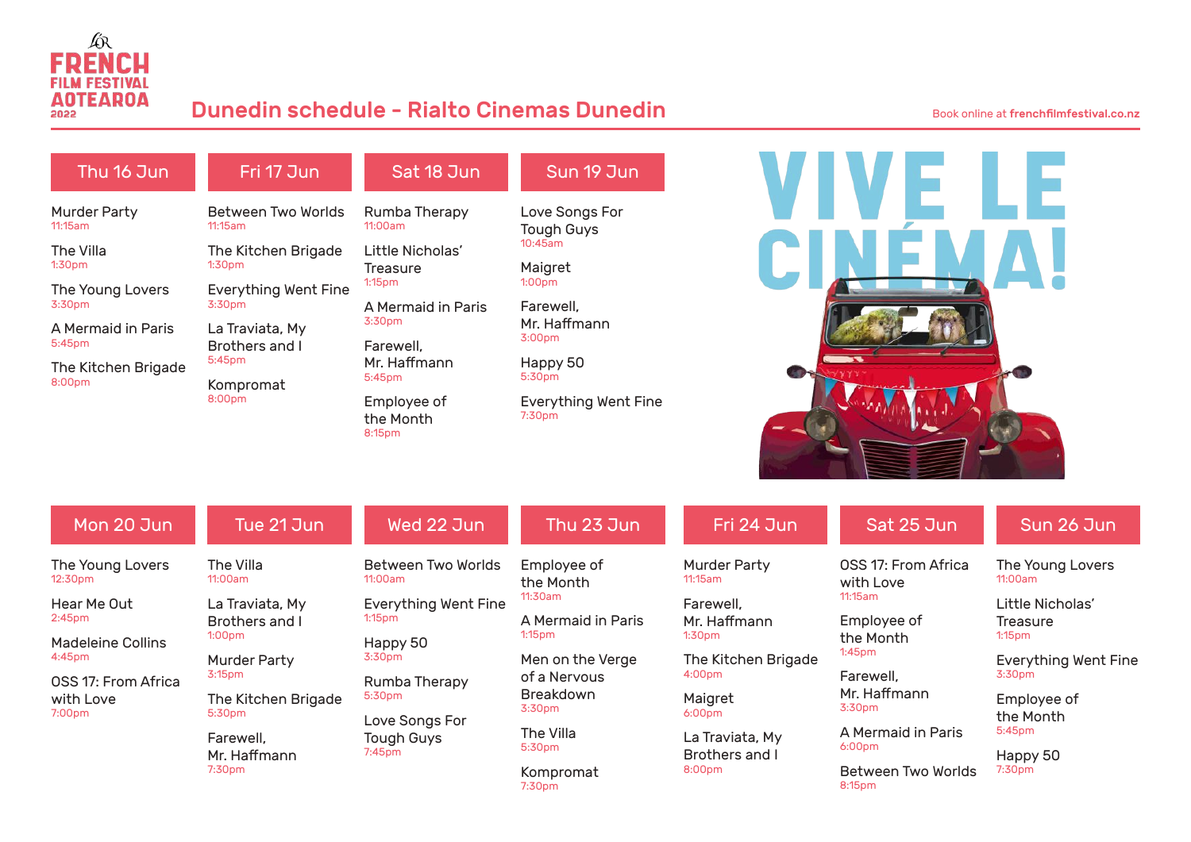FRENCH FILM FESTIVAL AOTEAROA 2022

# Dunedin schedule - Rialto Cinemas Dunedin

Book online at **frenchfilmfestival.co.nz**

## Thu 16 Jun

- Murder Party — 11:15am
- The Villa — 1:30pm
- The Young Lovers — 3:30pm
- A Mermaid in Paris — 5:45pm
- The Kitchen Brigade — 8:00pm

## Fri 17 Jun

- Between Two Worlds — 11:15am
- The Kitchen Brigade — 1:30pm
- Everything Went Fine — 3:30pm
- La Traviata, My Brothers and I — 5:45pm
- Kompromat — 8:00pm

## Sat 18 Jun

- Rumba Therapy — 11:00am
- Little Nicholas' Treasure — 1:15pm
- A Mermaid in Paris — 3:30pm
- Farewell, Mr. Haffmann — 5:45pm
- Employee of the Month — 8:15pm

## Sun 19 Jun

- Love Songs For Tough Guys — 10:45am
- Maigret — 1:00pm
- Farewell, Mr. Haffmann — 3:00pm
- Happy 50 — 5:30pm
- Everything Went Fine — 7:30pm

VIVE LE CINÉMA!

## Mon 20 Jun

- The Young Lovers — 12:30pm
- Hear Me Out — 2:45pm
- Madeleine Collins — 4:45pm
- OSS 17: From Africa with Love — 7:00pm

## Tue 21 Jun

- The Villa — 11:00am
- La Traviata, My Brothers and I — 1:00pm
- Murder Party — 3:15pm
- The Kitchen Brigade — 5:30pm
- Farewell, Mr. Haffmann — 7:30pm

## Wed 22 Jun

- Between Two Worlds — 11:00am
- Everything Went Fine — 1:15pm
- Happy 50 — 3:30pm
- Rumba Therapy — 5:30pm
- Love Songs For Tough Guys — 7:45pm

## Thu 23 Jun

- Employee of the Month — 11:30am
- A Mermaid in Paris — 1:15pm
- Men on the Verge of a Nervous Breakdown — 3:30pm
- The Villa — 5:30pm
- Kompromat — 7:30pm

## Fri 24 Jun

- Murder Party — 11:15am
- Farewell, Mr. Haffmann — 1:30pm
- The Kitchen Brigade — 4:00pm
- Maigret — 6:00pm
- La Traviata, My Brothers and I — 8:00pm

## Sat 25 Jun

- OSS 17: From Africa with Love — 11:15am
- Employee of the Month — 1:45pm
- Farewell, Mr. Haffmann — 3:30pm
- A Mermaid in Paris — 6:00pm
- Between Two Worlds — 8:15pm

## Sun 26 Jun

- The Young Lovers — 11:00am
- Little Nicholas' Treasure — 1:15pm
- Everything Went Fine — 3:30pm
- Employee of the Month — 5:45pm
- Happy 50 — 7:30pm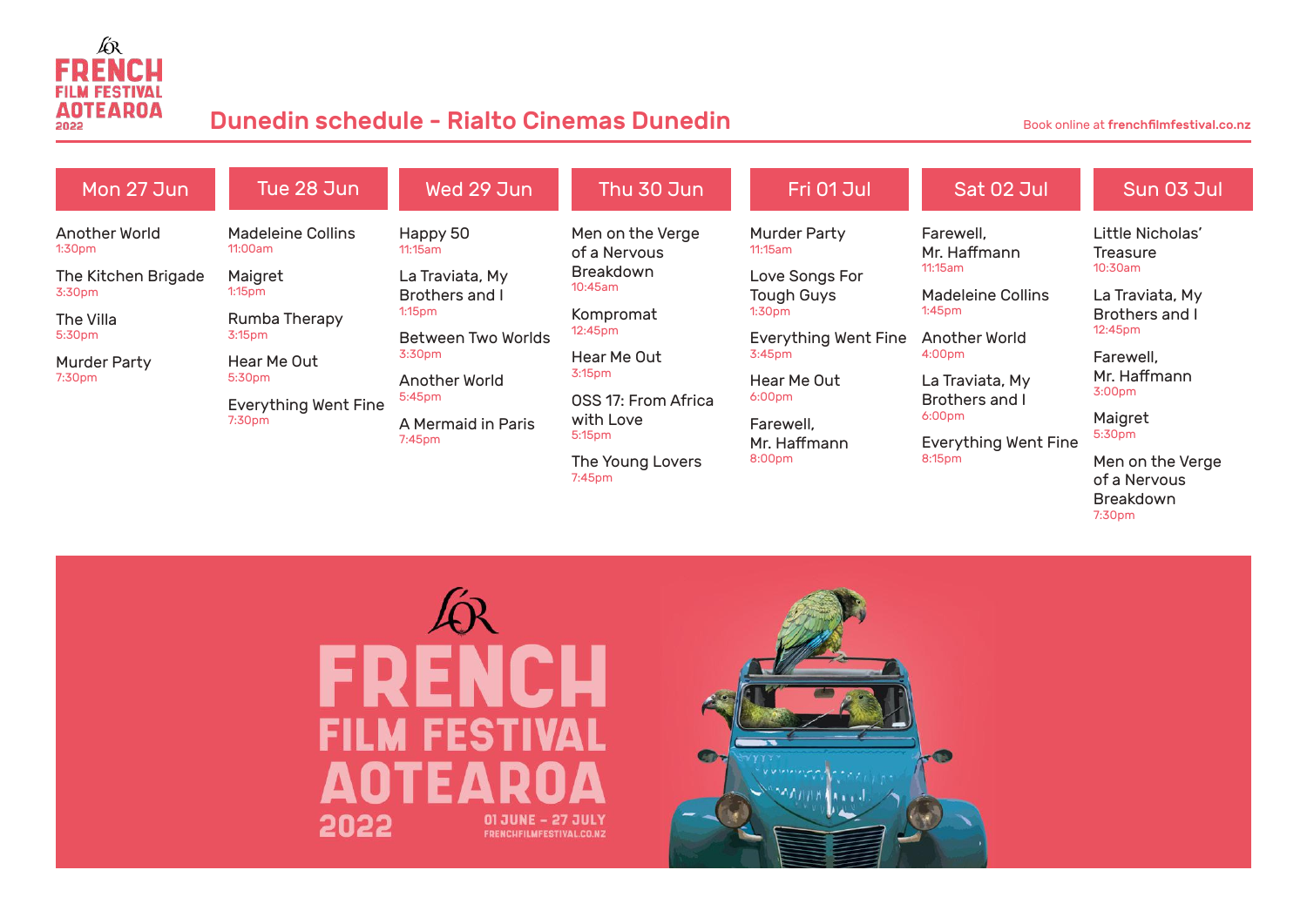L'OR FRENCH FILM FESTIVAL AOTEAROA 2022

# Dunedin schedule - Rialto Cinemas Dunedin

Book online at **frenchfilmfestival.co.nz**

## Mon 27 Jun

- Another World – 1:30pm
- The Kitchen Brigade – 3:30pm
- The Villa – 5:30pm
- Murder Party – 7:30pm

## Tue 28 Jun

- Madeleine Collins – 11:00am
- Maigret – 1:15pm
- Rumba Therapy – 3:15pm
- Hear Me Out – 5:30pm
- Everything Went Fine – 7:30pm

## Wed 29 Jun

- Happy 50 – 11:15am
- La Traviata, My Brothers and I – 1:15pm
- Between Two Worlds – 3:30pm
- Another World – 5:45pm
- A Mermaid in Paris – 7:45pm

## Thu 30 Jun

- Men on the Verge of a Nervous Breakdown – 10:45am
- Kompromat – 12:45pm
- Hear Me Out – 3:15pm
- OSS 17: From Africa with Love – 5:15pm
- The Young Lovers – 7:45pm

## Fri 01 Jul

- Murder Party – 11:15am
- Love Songs For Tough Guys – 1:30pm
- Everything Went Fine – 3:45pm
- Hear Me Out – 6:00pm
- Farewell, Mr. Haffmann – 8:00pm

## Sat 02 Jul

- Farewell, Mr. Haffmann – 11:15am
- Madeleine Collins – 1:45pm
- Another World – 4:00pm
- La Traviata, My Brothers and I – 6:00pm
- Everything Went Fine – 8:15pm

## Sun 03 Jul

- Little Nicholas' Treasure – 10:30am
- La Traviata, My Brothers and I – 12:45pm
- Farewell, Mr. Haffmann – 3:00pm
- Maigret – 5:30pm
- Men on the Verge of a Nervous Breakdown – 7:30pm

L'OR FRENCH FILM FESTIVAL AOTEAROA 2022

01 JUNE – 27 JULY

FRENCHFILMFESTIVAL.CO.NZ